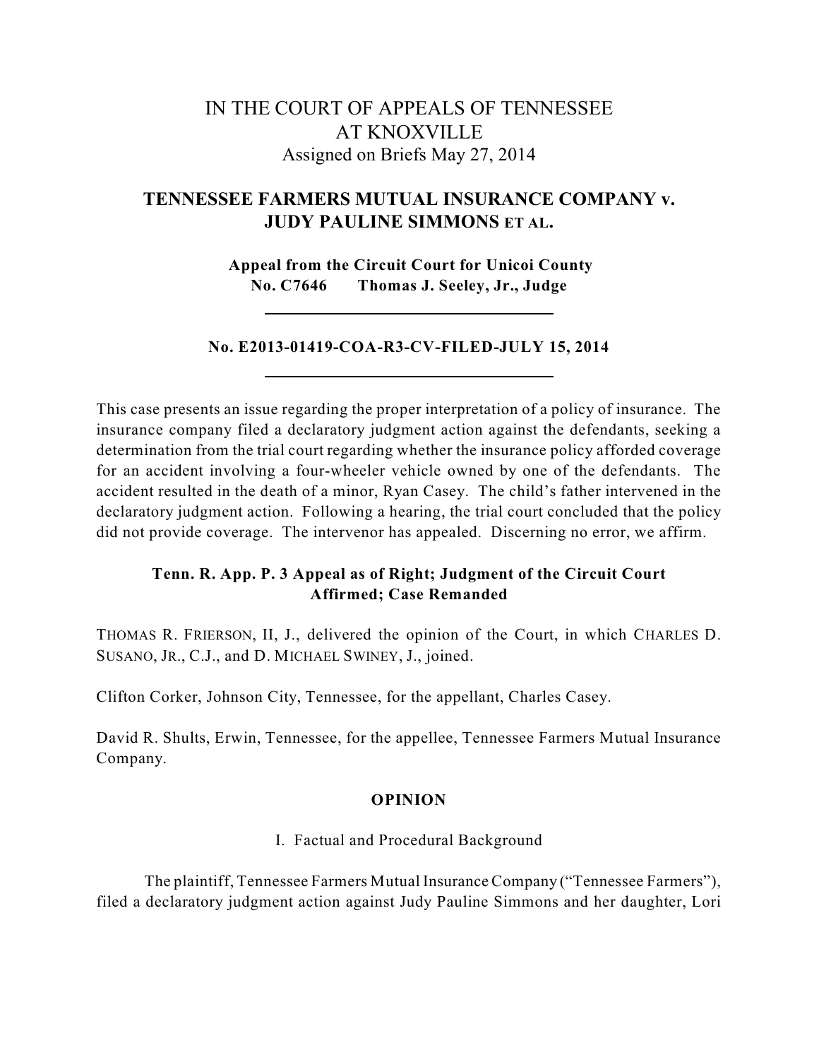# IN THE COURT OF APPEALS OF TENNESSEE AT KNOXVILLE

Assigned on Briefs May 27, 2014

## TENNESSEE FARMERS MUTUAL INSURANCE COMPANY v. JUDY PAULINE SIMMONS ET AL.

**Appeal from the Circuit Court for Unicoi County**
**No. C7646 Thomas J. Seeley, Jr., Judge**

---

**No. E2013-01419-COA-R3-CV-FILED-JULY 15, 2014**

---

This case presents an issue regarding the proper interpretation of a policy of insurance. The insurance company filed a declaratory judgment action against the defendants, seeking a determination from the trial court regarding whether the insurance policy afforded coverage for an accident involving a four-wheeler vehicle owned by one of the defendants. The accident resulted in the death of a minor, Ryan Casey. The child's father intervened in the declaratory judgment action. Following a hearing, the trial court concluded that the policy did not provide coverage. The intervenor has appealed. Discerning no error, we affirm.

**Tenn. R. App. P. 3 Appeal as of Right; Judgment of the Circuit Court Affirmed; Case Remanded**

THOMAS R. FRIERSON, II, J., delivered the opinion of the Court, in which CHARLES D. SUSANO, JR., C.J., and D. MICHAEL SWINEY, J., joined.

Clifton Corker, Johnson City, Tennessee, for the appellant, Charles Casey.

David R. Shults, Erwin, Tennessee, for the appellee, Tennessee Farmers Mutual Insurance Company.

## OPINION

### I. Factual and Procedural Background

The plaintiff, Tennessee Farmers Mutual Insurance Company ("Tennessee Farmers"), filed a declaratory judgment action against Judy Pauline Simmons and her daughter, Lori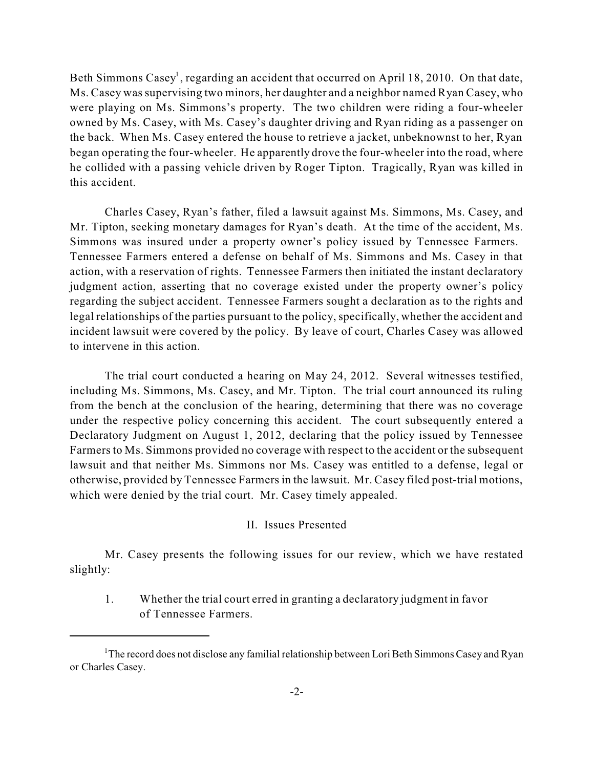Beth Simmons Casey[1], regarding an accident that occurred on April 18, 2010. On that date, Ms. Casey was supervising two minors, her daughter and a neighbor named Ryan Casey, who were playing on Ms. Simmons's property. The two children were riding a four-wheeler owned by Ms. Casey, with Ms. Casey's daughter driving and Ryan riding as a passenger on the back. When Ms. Casey entered the house to retrieve a jacket, unbeknownst to her, Ryan began operating the four-wheeler. He apparently drove the four-wheeler into the road, where he collided with a passing vehicle driven by Roger Tipton. Tragically, Ryan was killed in this accident.

Charles Casey, Ryan's father, filed a lawsuit against Ms. Simmons, Ms. Casey, and Mr. Tipton, seeking monetary damages for Ryan's death. At the time of the accident, Ms. Simmons was insured under a property owner's policy issued by Tennessee Farmers. Tennessee Farmers entered a defense on behalf of Ms. Simmons and Ms. Casey in that action, with a reservation of rights. Tennessee Farmers then initiated the instant declaratory judgment action, asserting that no coverage existed under the property owner's policy regarding the subject accident. Tennessee Farmers sought a declaration as to the rights and legal relationships of the parties pursuant to the policy, specifically, whether the accident and incident lawsuit were covered by the policy. By leave of court, Charles Casey was allowed to intervene in this action.

The trial court conducted a hearing on May 24, 2012. Several witnesses testified, including Ms. Simmons, Ms. Casey, and Mr. Tipton. The trial court announced its ruling from the bench at the conclusion of the hearing, determining that there was no coverage under the respective policy concerning this accident. The court subsequently entered a Declaratory Judgment on August 1, 2012, declaring that the policy issued by Tennessee Farmers to Ms. Simmons provided no coverage with respect to the accident or the subsequent lawsuit and that neither Ms. Simmons nor Ms. Casey was entitled to a defense, legal or otherwise, provided by Tennessee Farmers in the lawsuit. Mr. Casey filed post-trial motions, which were denied by the trial court. Mr. Casey timely appealed.

## II. Issues Presented

Mr. Casey presents the following issues for our review, which we have restated slightly:

1. Whether the trial court erred in granting a declaratory judgment in favor of Tennessee Farmers.

---

[1] The record does not disclose any familial relationship between Lori Beth Simmons Casey and Ryan or Charles Casey.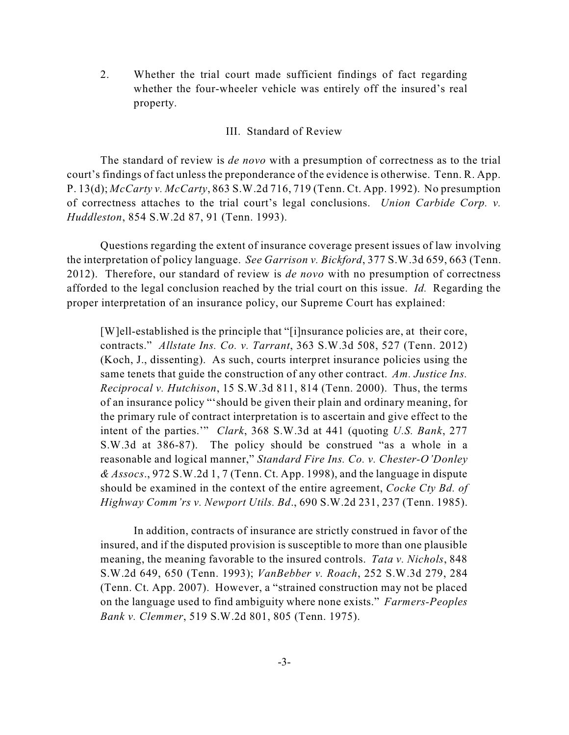2. Whether the trial court made sufficient findings of fact regarding whether the four-wheeler vehicle was entirely off the insured's real property.

## III. Standard of Review

The standard of review is *de novo* with a presumption of correctness as to the trial court's findings of fact unless the preponderance of the evidence is otherwise. Tenn. R. App. P. 13(d); *McCarty v. McCarty*, 863 S.W.2d 716, 719 (Tenn. Ct. App. 1992). No presumption of correctness attaches to the trial court's legal conclusions. *Union Carbide Corp. v. Huddleston*, 854 S.W.2d 87, 91 (Tenn. 1993).

Questions regarding the extent of insurance coverage present issues of law involving the interpretation of policy language. *See Garrison v. Bickford*, 377 S.W.3d 659, 663 (Tenn. 2012). Therefore, our standard of review is *de novo* with no presumption of correctness afforded to the legal conclusion reached by the trial court on this issue. *Id.* Regarding the proper interpretation of an insurance policy, our Supreme Court has explained:

> [W]ell-established is the principle that "[i]nsurance policies are, at their core, contracts." *Allstate Ins. Co. v. Tarrant*, 363 S.W.3d 508, 527 (Tenn. 2012) (Koch, J., dissenting). As such, courts interpret insurance policies using the same tenets that guide the construction of any other contract. *Am. Justice Ins. Reciprocal v. Hutchison*, 15 S.W.3d 811, 814 (Tenn. 2000). Thus, the terms of an insurance policy "'should be given their plain and ordinary meaning, for the primary rule of contract interpretation is to ascertain and give effect to the intent of the parties.'" *Clark*, 368 S.W.3d at 441 (quoting *U.S. Bank*, 277 S.W.3d at 386-87). The policy should be construed "as a whole in a reasonable and logical manner," *Standard Fire Ins. Co. v. Chester-O'Donley & Assocs.*, 972 S.W.2d 1, 7 (Tenn. Ct. App. 1998), and the language in dispute should be examined in the context of the entire agreement, *Cocke Cty Bd. of Highway Comm'rs v. Newport Utils. Bd.*, 690 S.W.2d 231, 237 (Tenn. 1985).
>
> In addition, contracts of insurance are strictly construed in favor of the insured, and if the disputed provision is susceptible to more than one plausible meaning, the meaning favorable to the insured controls. *Tata v. Nichols*, 848 S.W.2d 649, 650 (Tenn. 1993); *VanBebber v. Roach*, 252 S.W.3d 279, 284 (Tenn. Ct. App. 2007). However, a "strained construction may not be placed on the language used to find ambiguity where none exists." *Farmers-Peoples Bank v. Clemmer*, 519 S.W.2d 801, 805 (Tenn. 1975).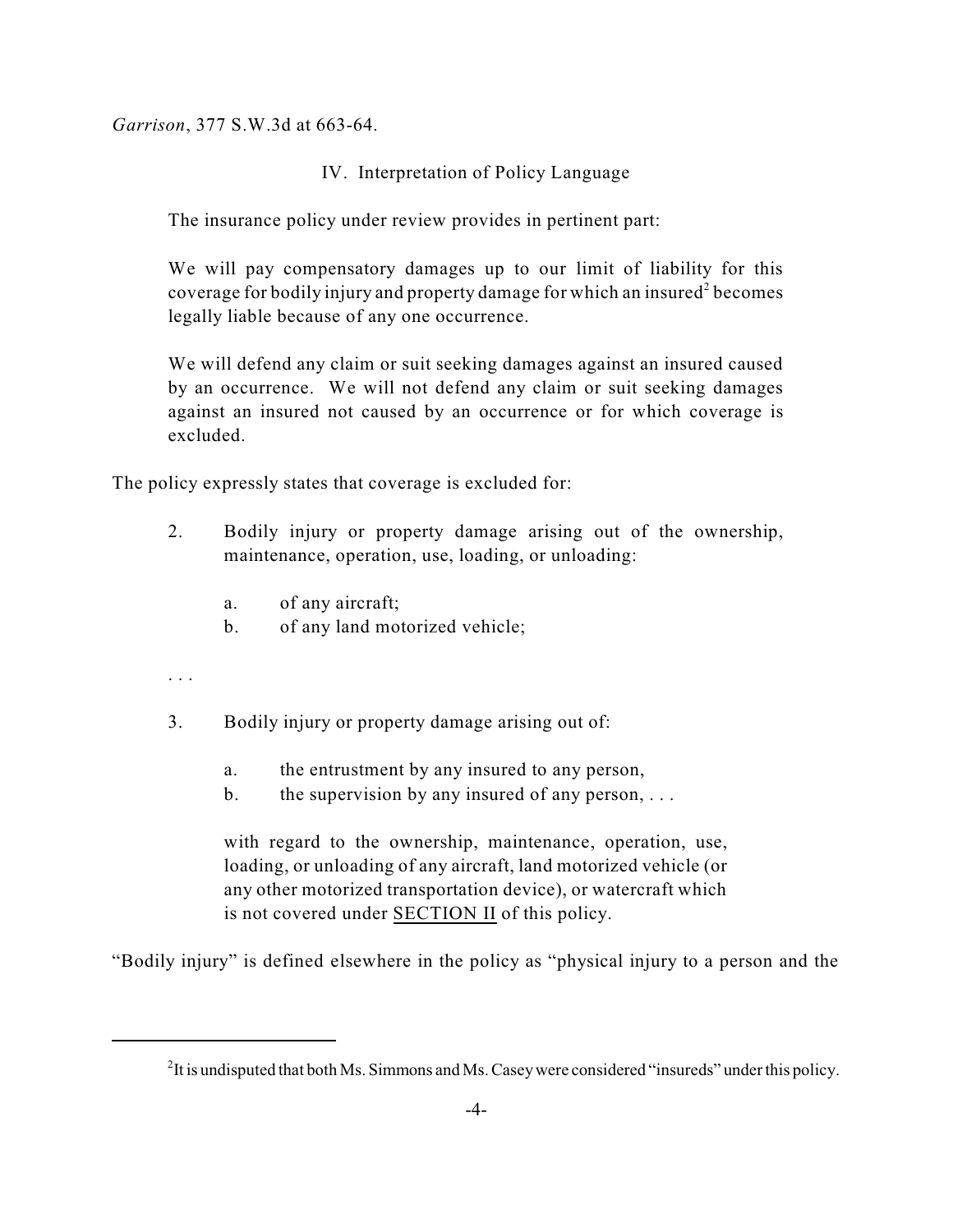*Garrison*, 377 S.W.3d at 663-64.

## IV. Interpretation of Policy Language

The insurance policy under review provides in pertinent part:

> We will pay compensatory damages up to our limit of liability for this coverage for bodily injury and property damage for which an insured[2] becomes legally liable because of any one occurrence.
>
> We will defend any claim or suit seeking damages against an insured caused by an occurrence. We will not defend any claim or suit seeking damages against an insured not caused by an occurrence or for which coverage is excluded.

The policy expressly states that coverage is excluded for:

> 2. Bodily injury or property damage arising out of the ownership, maintenance, operation, use, loading, or unloading:
>
>     a. of any aircraft;
>
>     b. of any land motorized vehicle;
>
> . . .
>
> 3. Bodily injury or property damage arising out of:
>
>     a. the entrustment by any insured to any person,
>
>     b. the supervision by any insured of any person, . . .
>
>     with regard to the ownership, maintenance, operation, use, loading, or unloading of any aircraft, land motorized vehicle (or any other motorized transportation device), or watercraft which is not covered under SECTION II of this policy.

"Bodily injury" is defined elsewhere in the policy as "physical injury to a person and the

---

[2] It is undisputed that both Ms. Simmons and Ms. Casey were considered "insureds" under this policy.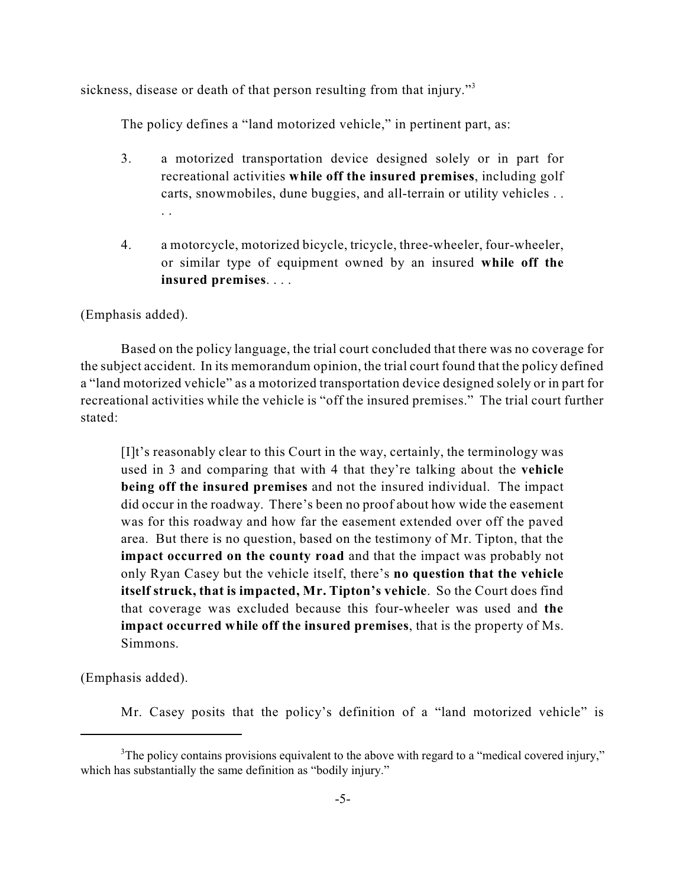sickness, disease or death of that person resulting from that injury."[3]

The policy defines a "land motorized vehicle," in pertinent part, as:

> 3. a motorized transportation device designed solely or in part for recreational activities **while off the insured premises**, including golf carts, snowmobiles, dune buggies, and all-terrain or utility vehicles . . . .
>
> 4. a motorcycle, motorized bicycle, tricycle, three-wheeler, four-wheeler, or similar type of equipment owned by an insured **while off the insured premises**. . . .

(Emphasis added).

Based on the policy language, the trial court concluded that there was no coverage for the subject accident. In its memorandum opinion, the trial court found that the policy defined a "land motorized vehicle" as a motorized transportation device designed solely or in part for recreational activities while the vehicle is "off the insured premises." The trial court further stated:

> [I]t's reasonably clear to this Court in the way, certainly, the terminology was used in 3 and comparing that with 4 that they're talking about the **vehicle being off the insured premises** and not the insured individual. The impact did occur in the roadway. There's been no proof about how wide the easement was for this roadway and how far the easement extended over off the paved area. But there is no question, based on the testimony of Mr. Tipton, that the **impact occurred on the county road** and that the impact was probably not only Ryan Casey but the vehicle itself, there's **no question that the vehicle itself struck, that is impacted, Mr. Tipton's vehicle**. So the Court does find that coverage was excluded because this four-wheeler was used and **the impact occurred while off the insured premises**, that is the property of Ms. Simmons.

(Emphasis added).

Mr. Casey posits that the policy's definition of a "land motorized vehicle" is

---

[3]The policy contains provisions equivalent to the above with regard to a "medical covered injury," which has substantially the same definition as "bodily injury."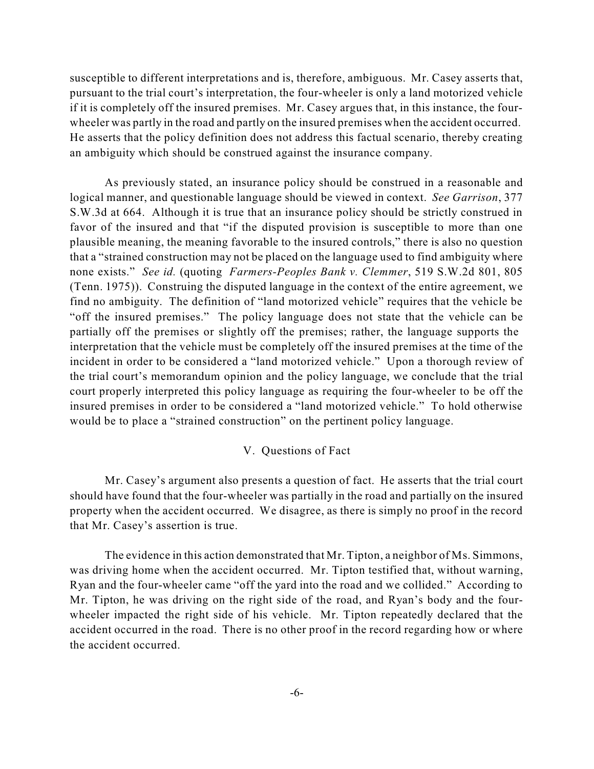susceptible to different interpretations and is, therefore, ambiguous. Mr. Casey asserts that, pursuant to the trial court's interpretation, the four-wheeler is only a land motorized vehicle if it is completely off the insured premises. Mr. Casey argues that, in this instance, the four-wheeler was partly in the road and partly on the insured premises when the accident occurred. He asserts that the policy definition does not address this factual scenario, thereby creating an ambiguity which should be construed against the insurance company.

As previously stated, an insurance policy should be construed in a reasonable and logical manner, and questionable language should be viewed in context. *See Garrison*, 377 S.W.3d at 664. Although it is true that an insurance policy should be strictly construed in favor of the insured and that "if the disputed provision is susceptible to more than one plausible meaning, the meaning favorable to the insured controls," there is also no question that a "strained construction may not be placed on the language used to find ambiguity where none exists." *See id.* (quoting *Farmers-Peoples Bank v. Clemmer*, 519 S.W.2d 801, 805 (Tenn. 1975)). Construing the disputed language in the context of the entire agreement, we find no ambiguity. The definition of "land motorized vehicle" requires that the vehicle be "off the insured premises." The policy language does not state that the vehicle can be partially off the premises or slightly off the premises; rather, the language supports the interpretation that the vehicle must be completely off the insured premises at the time of the incident in order to be considered a "land motorized vehicle." Upon a thorough review of the trial court's memorandum opinion and the policy language, we conclude that the trial court properly interpreted this policy language as requiring the four-wheeler to be off the insured premises in order to be considered a "land motorized vehicle." To hold otherwise would be to place a "strained construction" on the pertinent policy language.

## V. Questions of Fact

Mr. Casey's argument also presents a question of fact. He asserts that the trial court should have found that the four-wheeler was partially in the road and partially on the insured property when the accident occurred. We disagree, as there is simply no proof in the record that Mr. Casey's assertion is true.

The evidence in this action demonstrated that Mr. Tipton, a neighbor of Ms. Simmons, was driving home when the accident occurred. Mr. Tipton testified that, without warning, Ryan and the four-wheeler came "off the yard into the road and we collided." According to Mr. Tipton, he was driving on the right side of the road, and Ryan's body and the four-wheeler impacted the right side of his vehicle. Mr. Tipton repeatedly declared that the accident occurred in the road. There is no other proof in the record regarding how or where the accident occurred.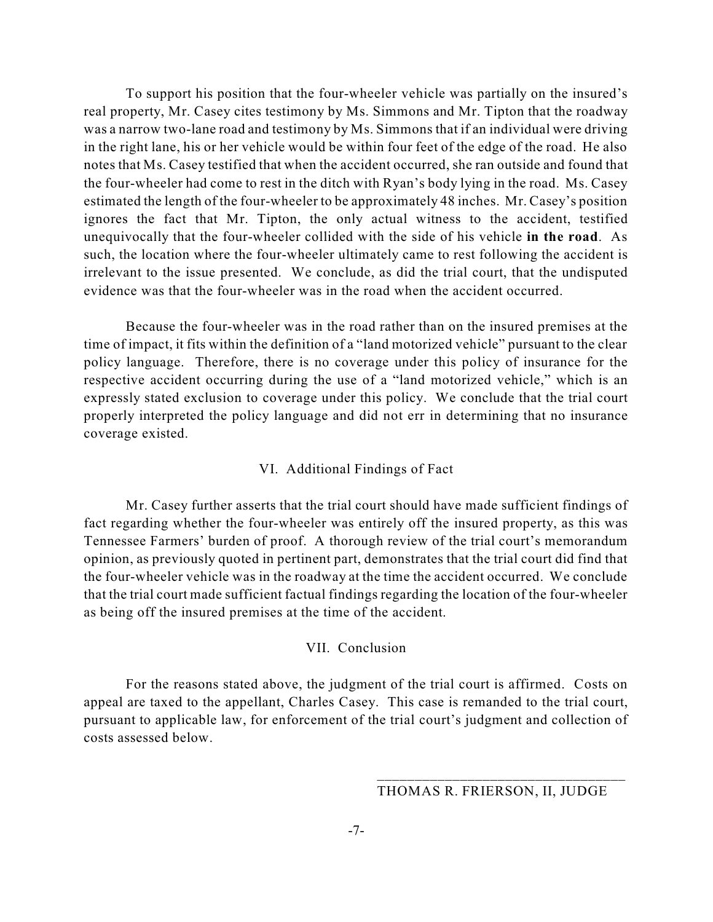To support his position that the four-wheeler vehicle was partially on the insured's real property, Mr. Casey cites testimony by Ms. Simmons and Mr. Tipton that the roadway was a narrow two-lane road and testimony by Ms. Simmons that if an individual were driving in the right lane, his or her vehicle would be within four feet of the edge of the road. He also notes that Ms. Casey testified that when the accident occurred, she ran outside and found that the four-wheeler had come to rest in the ditch with Ryan's body lying in the road. Ms. Casey estimated the length of the four-wheeler to be approximately 48 inches. Mr. Casey's position ignores the fact that Mr. Tipton, the only actual witness to the accident, testified unequivocally that the four-wheeler collided with the side of his vehicle **in the road**. As such, the location where the four-wheeler ultimately came to rest following the accident is irrelevant to the issue presented. We conclude, as did the trial court, that the undisputed evidence was that the four-wheeler was in the road when the accident occurred.

Because the four-wheeler was in the road rather than on the insured premises at the time of impact, it fits within the definition of a "land motorized vehicle" pursuant to the clear policy language. Therefore, there is no coverage under this policy of insurance for the respective accident occurring during the use of a "land motorized vehicle," which is an expressly stated exclusion to coverage under this policy. We conclude that the trial court properly interpreted the policy language and did not err in determining that no insurance coverage existed.

## VI. Additional Findings of Fact

Mr. Casey further asserts that the trial court should have made sufficient findings of fact regarding whether the four-wheeler was entirely off the insured property, as this was Tennessee Farmers' burden of proof. A thorough review of the trial court's memorandum opinion, as previously quoted in pertinent part, demonstrates that the trial court did find that the four-wheeler vehicle was in the roadway at the time the accident occurred. We conclude that the trial court made sufficient factual findings regarding the location of the four-wheeler as being off the insured premises at the time of the accident.

## VII. Conclusion

For the reasons stated above, the judgment of the trial court is affirmed. Costs on appeal are taxed to the appellant, Charles Casey. This case is remanded to the trial court, pursuant to applicable law, for enforcement of the trial court's judgment and collection of costs assessed below.

\_\_\_\_\_\_\_\_\_\_\_\_\_\_\_\_\_\_\_\_\_\_\_\_\_\_\_\_\_\_\_\_\_\_\_\_

THOMAS R. FRIERSON, II, JUDGE